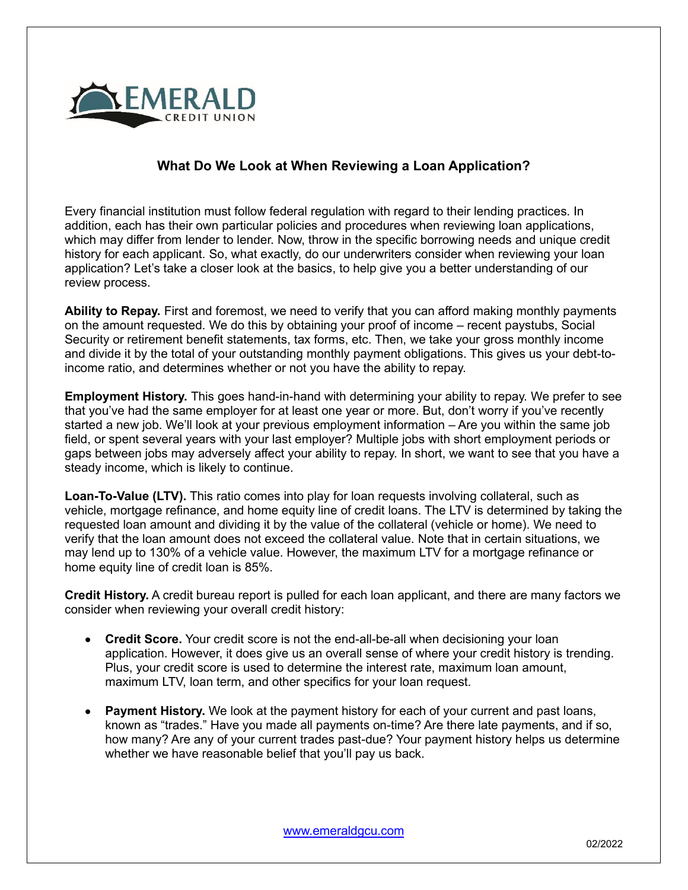# What Do We Look at When Reviewing a Loan Application?

Every financial institution must follow federal regulation with regard to their lending practices. In addition, each has their own particular policies and procedures when reviewing loan applications, which may differ from lender to lender. Now, throw in the specific borrowing needs and unique credit history for each applicant. So, what exactly, do our underwriters consider when reviewing your loan application? Let's take a closer look at the basics, to help give you a better understanding of our review process.

**Ability to Repay.** First and foremost, we need to verify that you can afford making monthly payments on the amount requested. We do this by obtaining your proof of income – recent paystubs, Social Security or retirement benefit statements, tax forms, etc. Then, we take your gross monthly income and divide it by the total of your outstanding monthly payment obligations. This gives us your debt-to-income ratio, and determines whether or not you have the ability to repay.

**Employment History.** This goes hand-in-hand with determining your ability to repay. We prefer to see that you've had the same employer for at least one year or more. But, don't worry if you've recently started a new job. We'll look at your previous employment information – Are you within the same job field, or spent several years with your last employer? Multiple jobs with short employment periods or gaps between jobs may adversely affect your ability to repay. In short, we want to see that you have a steady income, which is likely to continue.

**Loan-To-Value (LTV).** This ratio comes into play for loan requests involving collateral, such as vehicle, mortgage refinance, and home equity line of credit loans. The LTV is determined by taking the requested loan amount and dividing it by the value of the collateral (vehicle or home). We need to verify that the loan amount does not exceed the collateral value. Note that in certain situations, we may lend up to 130% of a vehicle value. However, the maximum LTV for a mortgage refinance or home equity line of credit loan is 85%.

**Credit History.** A credit bureau report is pulled for each loan applicant, and there are many factors we consider when reviewing your overall credit history:

- **Credit Score.** Your credit score is not the end-all-be-all when decisioning your loan application. However, it does give us an overall sense of where your credit history is trending. Plus, your credit score is used to determine the interest rate, maximum loan amount, maximum LTV, loan term, and other specifics for your loan request.

- **Payment History.** We look at the payment history for each of your current and past loans, known as "trades." Have you made all payments on-time? Are there late payments, and if so, how many? Are any of your current trades past-due? Your payment history helps us determine whether we have reasonable belief that you'll pay us back.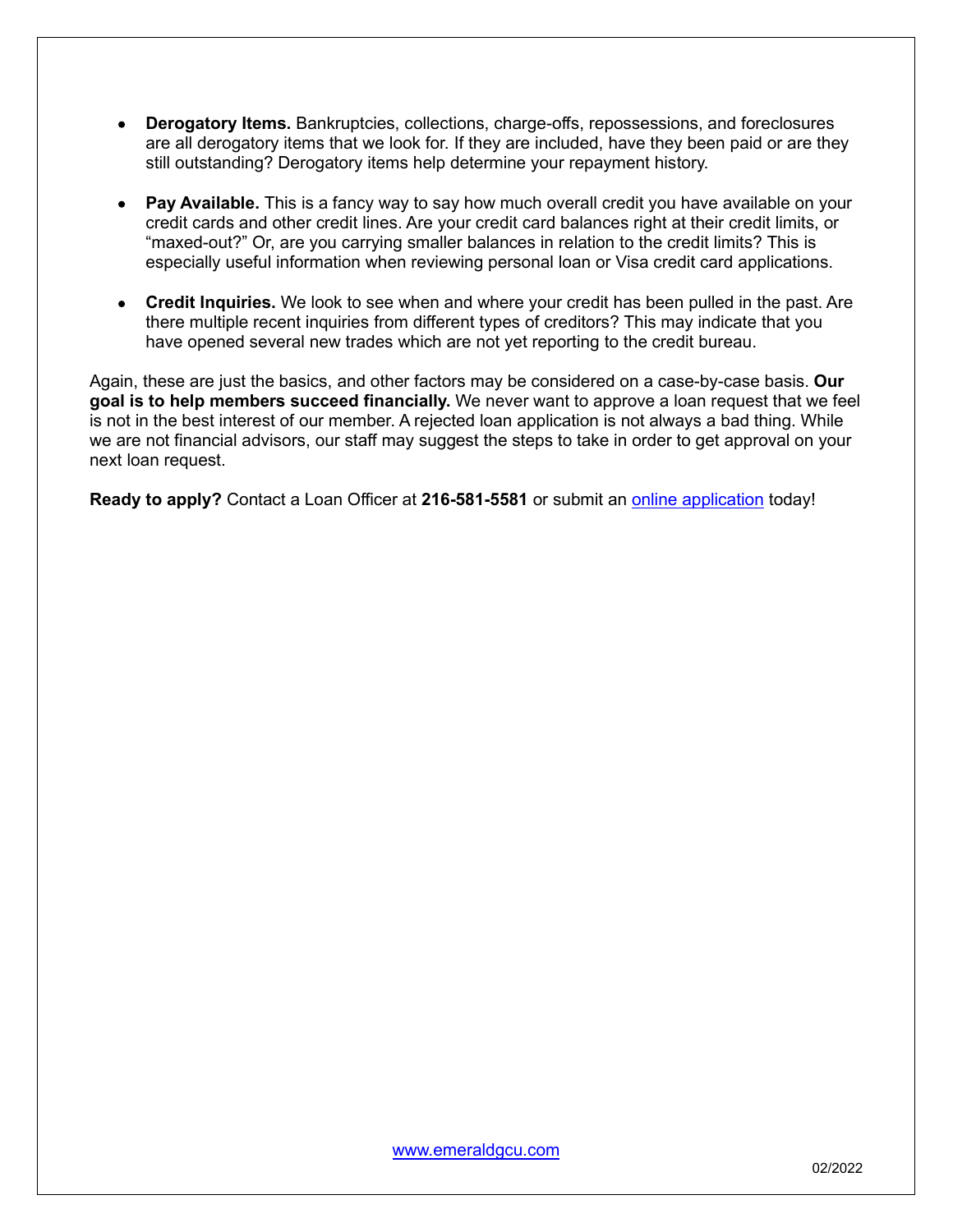- **Derogatory Items.** Bankruptcies, collections, charge-offs, repossessions, and foreclosures are all derogatory items that we look for. If they are included, have they been paid or are they still outstanding? Derogatory items help determine your repayment history.

- **Pay Available.** This is a fancy way to say how much overall credit you have available on your credit cards and other credit lines. Are your credit card balances right at their credit limits, or "maxed-out?" Or, are you carrying smaller balances in relation to the credit limits? This is especially useful information when reviewing personal loan or Visa credit card applications.

- **Credit Inquiries.** We look to see when and where your credit has been pulled in the past. Are there multiple recent inquiries from different types of creditors? This may indicate that you have opened several new trades which are not yet reporting to the credit bureau.

Again, these are just the basics, and other factors may be considered on a case-by-case basis. **Our goal is to help members succeed financially.** We never want to approve a loan request that we feel is not in the best interest of our member. A rejected loan application is not always a bad thing. While we are not financial advisors, our staff may suggest the steps to take in order to get approval on your next loan request.

**Ready to apply?** Contact a Loan Officer at **216-581-5581** or submit an online application today!

www.emeraldgcu.com

02/2022